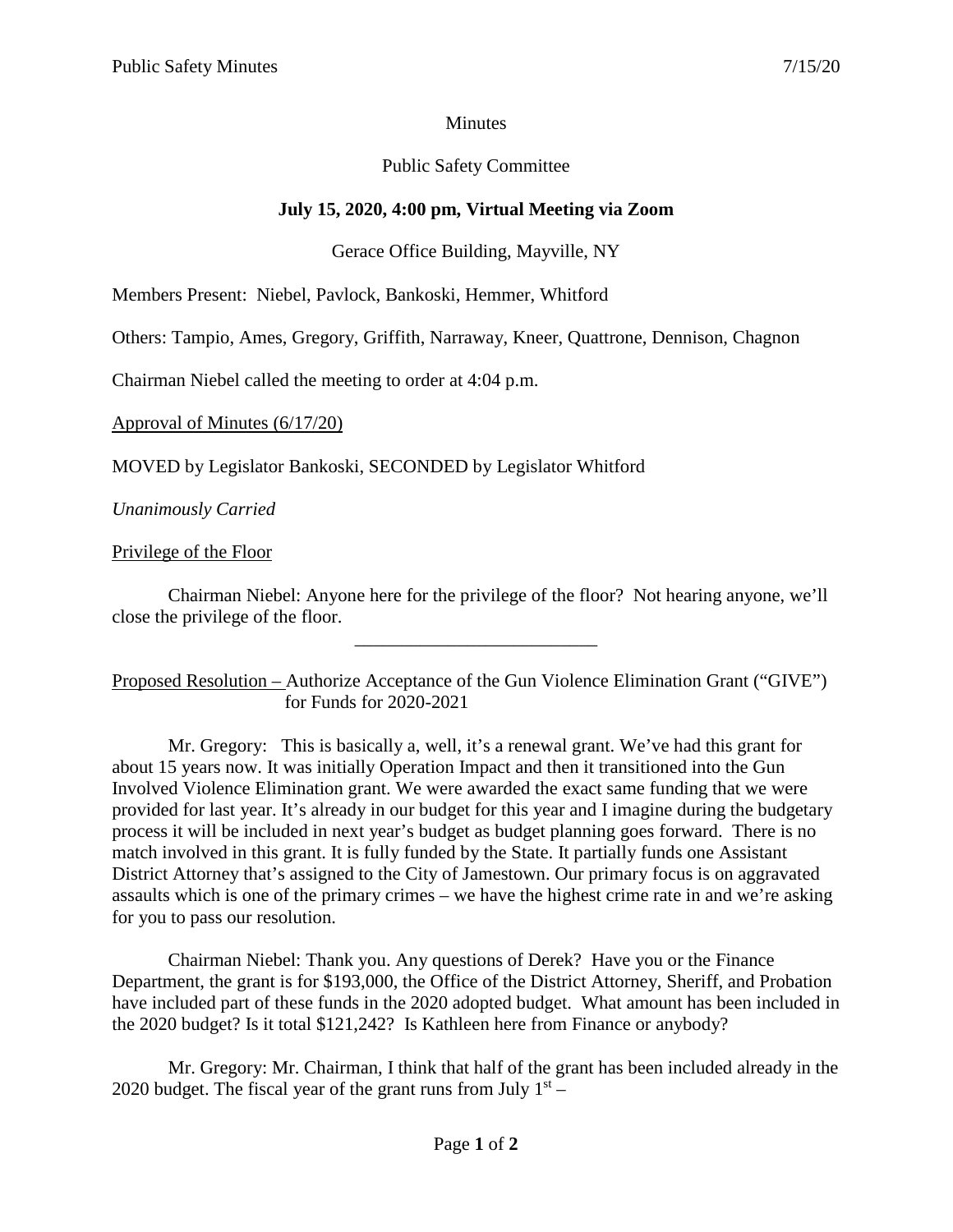Minutes

Public Safety Committee

**July 15, 2020, 4:00 pm, Virtual Meeting via Zoom**

Gerace Office Building, Mayville, NY

Members Present: Niebel, Pavlock, Bankoski, Hemmer, Whitford

Others: Tampio, Ames, Gregory, Griffith, Narraway, Kneer, Quattrone, Dennison, Chagnon

Chairman Niebel called the meeting to order at 4:04 p.m.

Approval of Minutes (6/17/20)

MOVED by Legislator Bankoski, SECONDED by Legislator Whitford

*Unanimously Carried*

Privilege of the Floor

Chairman Niebel: Anyone here for the privilege of the floor? Not hearing anyone, we'll close the privilege of the floor.

---

Proposed Resolution – Authorize Acceptance of the Gun Violence Elimination Grant ("GIVE") for Funds for 2020-2021

Mr. Gregory: This is basically a, well, it's a renewal grant. We've had this grant for about 15 years now. It was initially Operation Impact and then it transitioned into the Gun Involved Violence Elimination grant. We were awarded the exact same funding that we were provided for last year. It's already in our budget for this year and I imagine during the budgetary process it will be included in next year's budget as budget planning goes forward. There is no match involved in this grant. It is fully funded by the State. It partially funds one Assistant District Attorney that's assigned to the City of Jamestown. Our primary focus is on aggravated assaults which is one of the primary crimes – we have the highest crime rate in and we're asking for you to pass our resolution.

Chairman Niebel: Thank you. Any questions of Derek? Have you or the Finance Department, the grant is for $193,000, the Office of the District Attorney, Sheriff, and Probation have included part of these funds in the 2020 adopted budget. What amount has been included in the 2020 budget? Is it total $121,242? Is Kathleen here from Finance or anybody?

Mr. Gregory: Mr. Chairman, I think that half of the grant has been included already in the 2020 budget. The fiscal year of the grant runs from July 1st –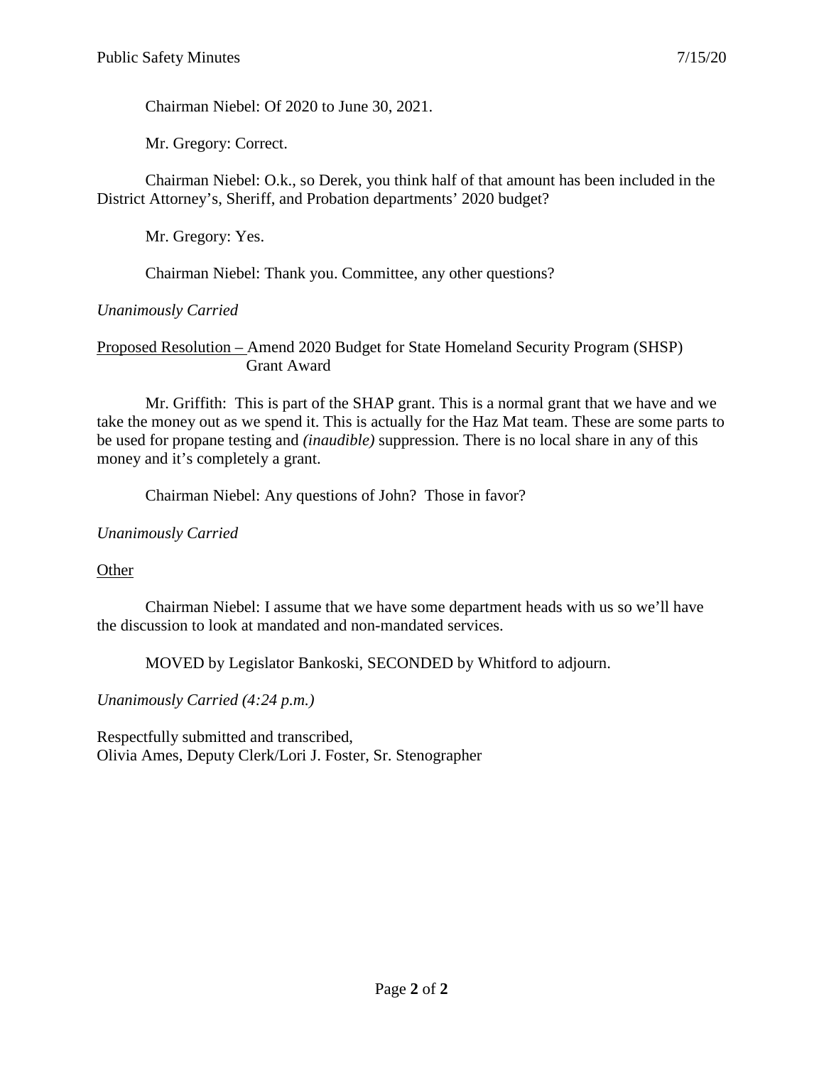Chairman Niebel: Of 2020 to June 30, 2021.

Mr. Gregory: Correct.

Chairman Niebel: O.k., so Derek, you think half of that amount has been included in the District Attorney's, Sheriff, and Probation departments' 2020 budget?

Mr. Gregory: Yes.

Chairman Niebel: Thank you. Committee, any other questions?

*Unanimously Carried*

<u>Proposed Resolution –</u> Amend 2020 Budget for State Homeland Security Program (SHSP) Grant Award

Mr. Griffith: This is part of the SHAP grant. This is a normal grant that we have and we take the money out as we spend it. This is actually for the Haz Mat team. These are some parts to be used for propane testing and *(inaudible)* suppression. There is no local share in any of this money and it's completely a grant.

Chairman Niebel: Any questions of John? Those in favor?

*Unanimously Carried*

<u>Other</u>

Chairman Niebel: I assume that we have some department heads with us so we'll have the discussion to look at mandated and non-mandated services.

MOVED by Legislator Bankoski, SECONDED by Whitford to adjourn.

*Unanimously Carried (4:24 p.m.)*

Respectfully submitted and transcribed,
Olivia Ames, Deputy Clerk/Lori J. Foster, Sr. Stenographer